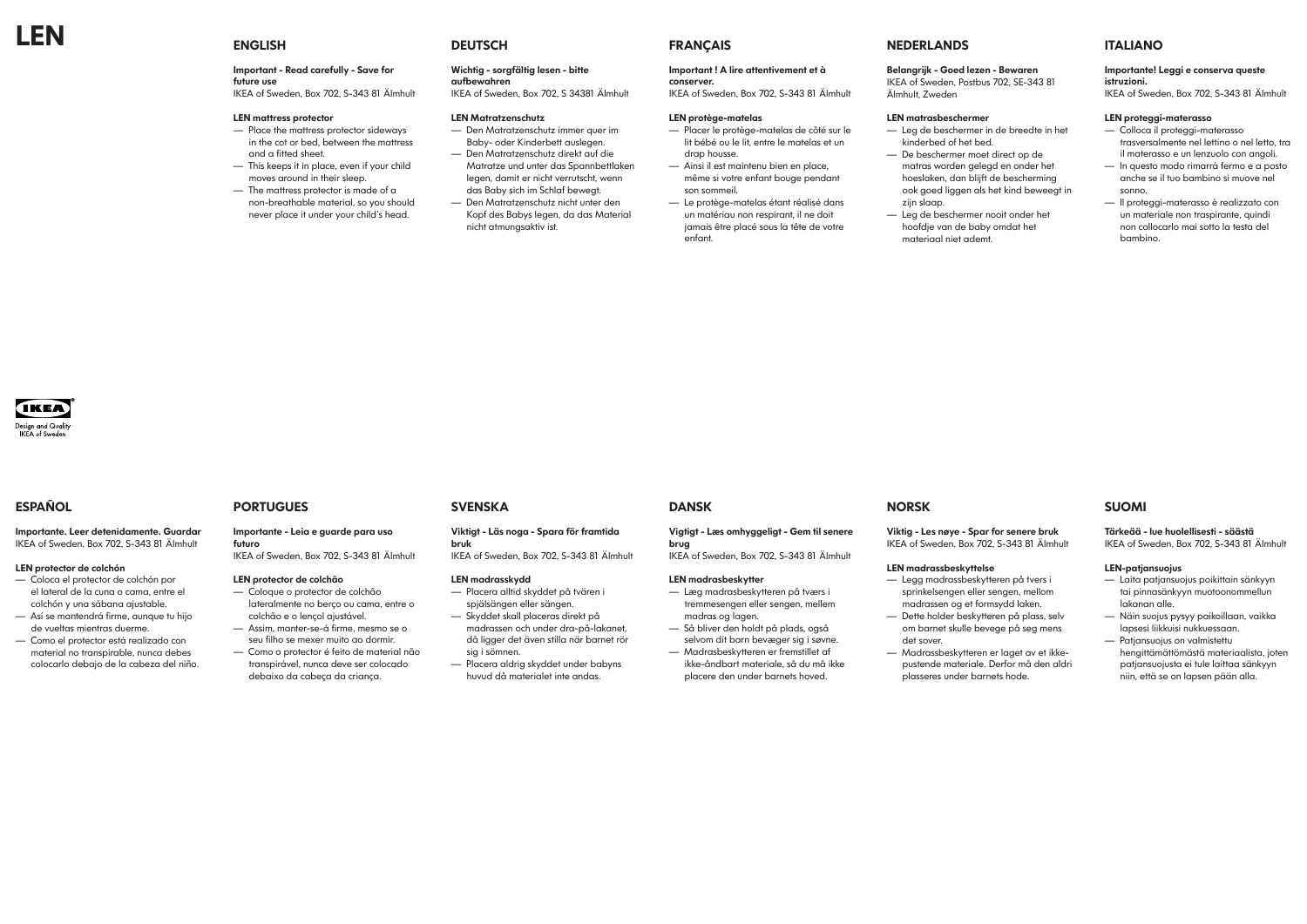# LEN

## ENGLISH

**Important - Read carefully - Save for future use**
IKEA of Sweden, Box 702, S-343 81 Älmhult

**LEN mattress protector**

— Place the mattress protector sideways in the cot or bed, between the mattress and a fitted sheet.
— This keeps it in place, even if your child moves around in their sleep.
— The mattress protector is made of a non-breathable material, so you should never place it under your child's head.

## DEUTSCH

**Wichtig - sorgfältig lesen - bitte aufbewahren**
IKEA of Sweden, Box 702, S 34381 Älmhult

**LEN Matratzenschutz**

— Den Matratzenschutz immer quer im Baby- oder Kinderbett auslegen.
— Den Matratzenschutz direkt auf die Matratze und unter das Spannbettlaken legen, damit er nicht verrutscht, wenn das Baby sich im Schlaf bewegt.
— Den Matratzenschutz nicht unter den Kopf des Babys legen, da das Material nicht atmungsaktiv ist.

## FRANÇAIS

**Important ! A lire attentivement et à conserver.**
IKEA of Sweden, Box 702, S-343 81 Älmhult

**LEN protège-matelas**

— Placer le protège-matelas de côté sur le lit bébé ou le lit, entre le matelas et un drap housse.
— Ainsi il est maintenu bien en place, même si votre enfant bouge pendant son sommeil.
— Le protège-matelas étant réalisé dans un matériau non respirant, il ne doit jamais être placé sous la tête de votre enfant.

## NEDERLANDS

**Belangrijk - Goed lezen - Bewaren**
IKEA of Sweden, Postbus 702, SE-343 81 Älmhult, Zweden

**LEN matrasbeschermer**

— Leg de beschermer in de breedte in het kinderbed of het bed.
— De beschermer moet direct op de matras worden gelegd en onder het hoeslaken, dan blijft de bescherming ook goed liggen als het kind beweegt in zijn slaap.
— Leg de beschermer nooit onder het hoofdje van de baby omdat het materiaal niet ademt.

## ITALIANO

**Importante! Leggi e conserva queste istruzioni.**
IKEA of Sweden, Box 702, S-343 81 Älmhult

**LEN proteggi-materasso**

— Colloca il proteggi-materasso trasversalmente nel lettino o nel letto, tra il materasso e un lenzuolo con angoli.
— In questo modo rimarrà fermo e a posto anche se il tuo bambino si muove nel sonno.
— Il proteggi-materasso è realizzato con un materiale non traspirante, quindi non collocarlo mai sotto la testa del bambino.

IKEA
Design and Quality
IKEA of Sweden

## ESPAÑOL

**Importante. Leer detenidamente. Guardar**
IKEA of Sweden, Box 702, S-343 81 Älmhult

**LEN protector de colchón**

— Coloca el protector de colchón por el lateral de la cuna o cama, entre el colchón y una sábana ajustable.
— Así se mantendrá firme, aunque tu hijo de vueltas mientras duerme.
— Como el protector está realizado con material no transpirable, nunca debes colocarlo debajo de la cabeza del niño.

## PORTUGUES

**Importante - Leia e guarde para uso futuro**
IKEA of Sweden, Box 702, S-343 81 Älmhult

**LEN protector de colchão**

— Coloque o protector de colchão lateralmente no berço ou cama, entre o colchão e o lençol ajustável.
— Assim, manter-se-á firme, mesmo se o seu filho se mexer muito ao dormir.
— Como o protector é feito de material não transpirável, nunca deve ser colocado debaixo da cabeça da criança.

## SVENSKA

**Viktigt - Läs noga - Spara för framtida bruk**
IKEA of Sweden, Box 702, S-343 81 Älmhult

**LEN madrasskydd**

— Placera alltid skyddet på tvären i spjälsängen eller sängen.
— Skyddet skall placeras direkt på madrassen och under dra-på-lakanet, då ligger det även stilla när barnet rör sig i sömnen.
— Placera aldrig skyddet under babyns huvud då materialet inte andas.

## DANSK

**Vigtigt - Læs omhyggeligt - Gem til senere brug**
IKEA of Sweden, Box 702, S-343 81 Älmhult

**LEN madrasbeskytter**

— Læg madrasbeskytteren på tværs i tremmesengen eller sengen, mellem madras og lagen.
— Så bliver den holdt på plads, også selvom dit barn bevæger sig i søvne.
— Madrasbeskytteren er fremstillet af ikke-åndbart materiale, så du må ikke placere den under barnets hoved.

## NORSK

**Viktig - Les nøye - Spar for senere bruk**
IKEA of Sweden, Box 702, S-343 81 Älmhult

**LEN madrassbeskyttelse**

— Legg madrassbeskytteren på tvers i sprinkelsengen eller sengen, mellom madrassen og et formsydd laken.
— Dette holder beskytteren på plass, selv om barnet skulle bevege på seg mens det sover.
— Madrassbeskytteren er laget av et ikke-pustende materiale. Derfor må den aldri plasseres under barnets hode.

## SUOMI

**Tärkeää - lue huolellisesti - säästä**
IKEA of Sweden, Box 702, S-343 81 Älmhult

**LEN-patjansuojus**

— Laita patjansuojus poikittain sänkyyn tai pinnasänkyyn muotoonommellun lakanan alle.
— Näin suojus pysyy paikoillaan, vaikka lapsesi liikkuisi nukkuessaan.
— Patjansuojus on valmistettu hengittämättömästä materiaalista, joten patjansuojusta ei tule laittaa sänkyyn niin, että se on lapsen pään alla.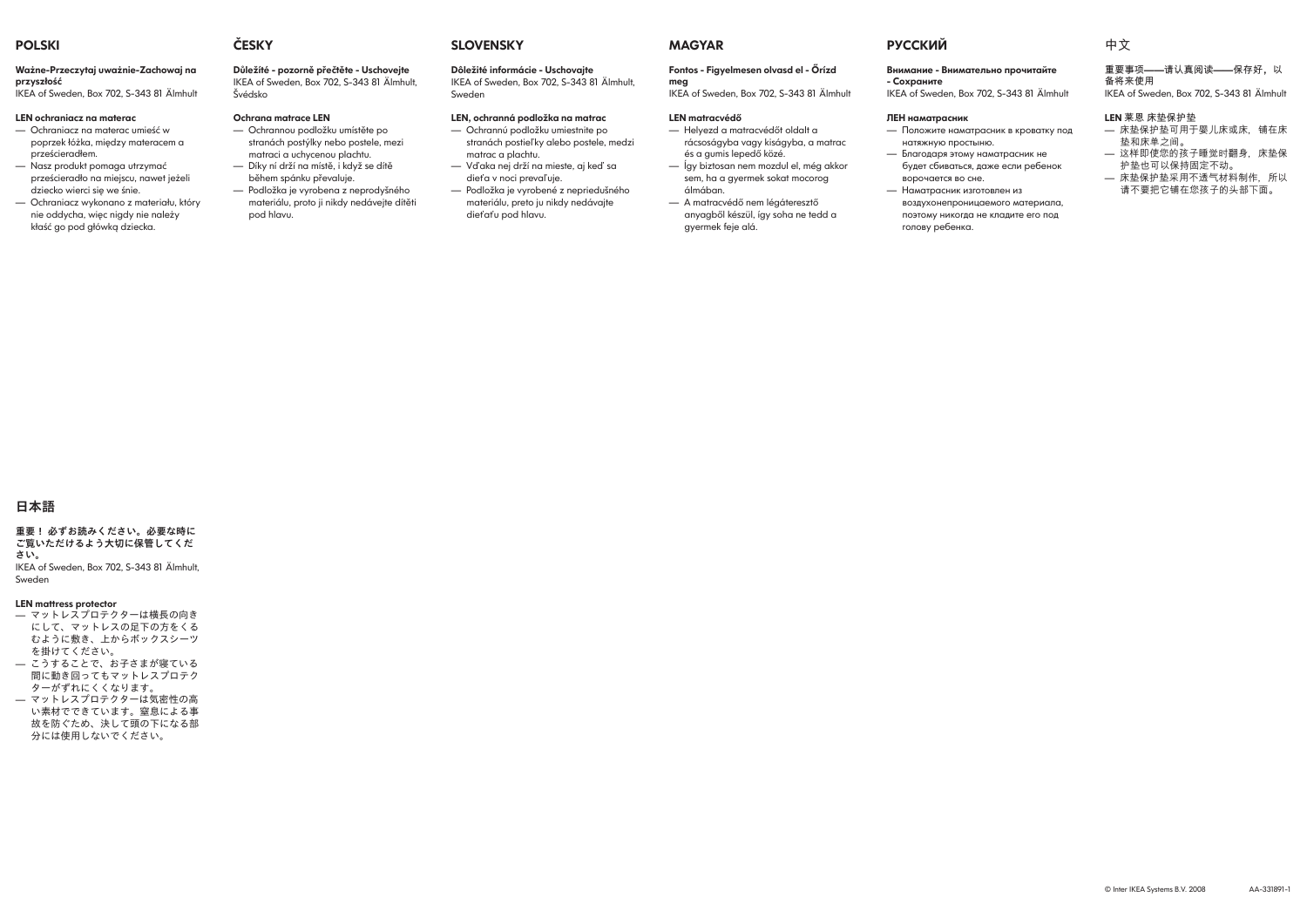## POLSKI

**Ważne-Przeczytaj uważnie-Zachowaj na przyszłość**
IKEA of Sweden, Box 702, S-343 81 Älmhult

**LEN ochraniacz na materac**

— Ochraniacz na materac umieść w poprzek łóżka, między materacem a prześcieradłem.
— Nasz produkt pomaga utrzymać prześcieradło na miejscu, nawet jeżeli dziecko wierci się we śnie.
— Ochraniacz wykonano z materiału, który nie oddycha, więc nigdy nie należy kłaść go pod główką dziecka.

## ČESKY

**Důležité - pozorně přečtěte - Uschovejte**
IKEA of Sweden, Box 702, S-343 81 Älmhult, Švédsko

**Ochrana matrace LEN**

— Ochrannou podložku umístěte po stranách postýlky nebo postele, mezi matraci a uchycenou plachtu.
— Díky ní drží na místě, i když se dítě během spánku převaluje.
— Podložka je vyrobena z neprodyšného materiálu, proto ji nikdy nedávejte dítěti pod hlavu.

## SLOVENSKY

**Dôležité informácie - Uschovajte**
IKEA of Sweden, Box 702, S-343 81 Älmhult, Sweden

**LEN, ochranná podložka na matrac**

— Ochrannú podložku umiestnite po stranách postieľky alebo postele, medzi matrac a plachtu.
— Vďaka nej drží na mieste, aj keď sa dieťa v noci prevaľuje.
— Podložka je vyrobené z nepriedušného materiálu, preto ju nikdy nedávajte dieťaťu pod hlavu.

## MAGYAR

**Fontos - Figyelmesen olvasd el - Őrízd meg**
IKEA of Sweden, Box 702, S-343 81 Älmhult

**LEN matracvédő**

— Helyezd a matracvédőt oldalt a rácsoságyba vagy kiságyba, a matrac és a gumis lepedő közé.
— Így biztosan nem mozdul el, még akkor sem, ha a gyermek sokat mocorog álmában.
— A matracvédő nem légáteresztő anyagból készül, így soha ne tedd a gyermek feje alá.

## РУССКИЙ

**Внимание - Внимательно прочитайте - Сохраните**
IKEA of Sweden, Box 702, S-343 81 Älmhult

**ЛЕН наматрасник**

— Положите наматрасник в кроватку под натяжную простыню.
— Благодаря этому наматрасник не будет сбиваться, даже если ребенок ворочается во сне.
— Наматрасник изготовлен из воздухонепроницаемого материала, поэтому никогда не кладите его под голову ребенка.

## 中文

**重要事项——请认真阅读——保存好，以备将来使用**
IKEA of Sweden, Box 702, S-343 81 Älmhult

**LEN 莱恩 床垫保护垫**

— 床垫保护垫可用于婴儿床或床，铺在床垫和床单之间。
— 这样即使您的孩子睡觉时翻身，床垫保护垫也可以保持固定不动。
— 床垫保护垫采用不透气材料制作，所以请不要把它铺在您孩子的头部下面。

## 日本語

**重要！ 必ずお読みください。必要な時にご覧いただけるよう大切に保管してください。**
IKEA of Sweden, Box 702, S-343 81 Älmhult, Sweden

**LEN mattress protector**

— マットレスプロテクターは横長の向きにして、マットレスの足下の方をくるむように敷き、上からボックスシーツを掛けてください。
— こうすることで、お子さまが寝ている間に動き回ってもマットレスプロテクターがずれにくくなります。
— マットレスプロテクターは気密性の高い素材でできています。窒息による事故を防ぐため、決して頭の下になる部分には使用しないでください。

© Inter IKEA Systems B.V. 2008 AA-331891-1